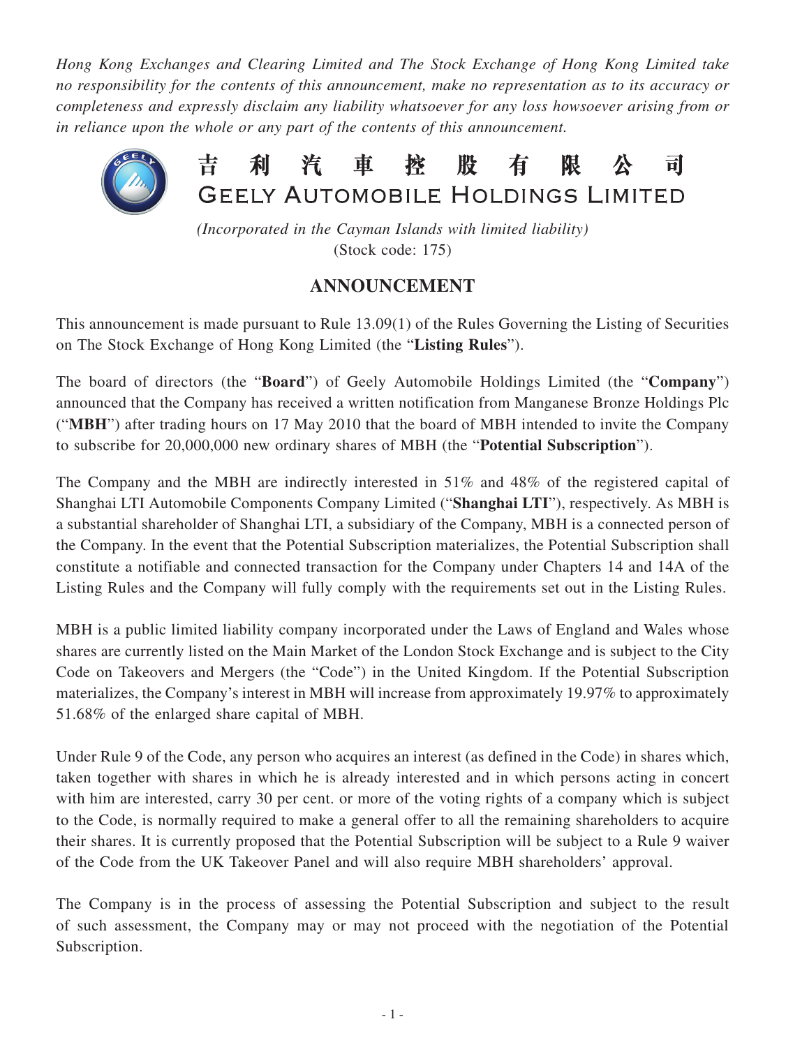*Hong Kong Exchanges and Clearing Limited and The Stock Exchange of Hong Kong Limited take no responsibility for the contents of this announcement, make no representation as to its accuracy or completeness and expressly disclaim any liability whatsoever for any loss howsoever arising from or in reliance upon the whole or any part of the contents of this announcement.*

# 吉利汽車控股有限公司
# GEELY AUTOMOBILE HOLDINGS LIMITED

*(Incorporated in the Cayman Islands with limited liability)*
(Stock code: 175)

## ANNOUNCEMENT

This announcement is made pursuant to Rule 13.09(1) of the Rules Governing the Listing of Securities on The Stock Exchange of Hong Kong Limited (the "**Listing Rules**").

The board of directors (the "**Board**") of Geely Automobile Holdings Limited (the "**Company**") announced that the Company has received a written notification from Manganese Bronze Holdings Plc ("**MBH**") after trading hours on 17 May 2010 that the board of MBH intended to invite the Company to subscribe for 20,000,000 new ordinary shares of MBH (the "**Potential Subscription**").

The Company and the MBH are indirectly interested in 51% and 48% of the registered capital of Shanghai LTI Automobile Components Company Limited ("**Shanghai LTI**"), respectively. As MBH is a substantial shareholder of Shanghai LTI, a subsidiary of the Company, MBH is a connected person of the Company. In the event that the Potential Subscription materializes, the Potential Subscription shall constitute a notifiable and connected transaction for the Company under Chapters 14 and 14A of the Listing Rules and the Company will fully comply with the requirements set out in the Listing Rules.

MBH is a public limited liability company incorporated under the Laws of England and Wales whose shares are currently listed on the Main Market of the London Stock Exchange and is subject to the City Code on Takeovers and Mergers (the "Code") in the United Kingdom. If the Potential Subscription materializes, the Company's interest in MBH will increase from approximately 19.97% to approximately 51.68% of the enlarged share capital of MBH.

Under Rule 9 of the Code, any person who acquires an interest (as defined in the Code) in shares which, taken together with shares in which he is already interested and in which persons acting in concert with him are interested, carry 30 per cent. or more of the voting rights of a company which is subject to the Code, is normally required to make a general offer to all the remaining shareholders to acquire their shares. It is currently proposed that the Potential Subscription will be subject to a Rule 9 waiver of the Code from the UK Takeover Panel and will also require MBH shareholders' approval.

The Company is in the process of assessing the Potential Subscription and subject to the result of such assessment, the Company may or may not proceed with the negotiation of the Potential Subscription.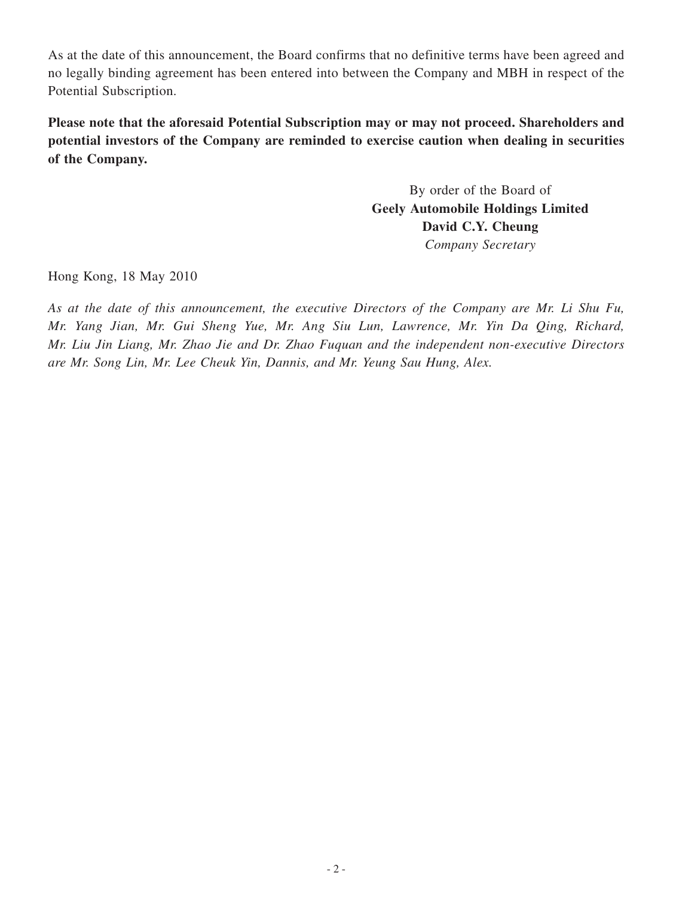As at the date of this announcement, the Board confirms that no definitive terms have been agreed and no legally binding agreement has been entered into between the Company and MBH in respect of the Potential Subscription.

**Please note that the aforesaid Potential Subscription may or may not proceed. Shareholders and potential investors of the Company are reminded to exercise caution when dealing in securities of the Company.**

By order of the Board of
**Geely Automobile Holdings Limited**
**David C.Y. Cheung**
*Company Secretary*

Hong Kong, 18 May 2010

*As at the date of this announcement, the executive Directors of the Company are Mr. Li Shu Fu, Mr. Yang Jian, Mr. Gui Sheng Yue, Mr. Ang Siu Lun, Lawrence, Mr. Yin Da Qing, Richard, Mr. Liu Jin Liang, Mr. Zhao Jie and Dr. Zhao Fuquan and the independent non-executive Directors are Mr. Song Lin, Mr. Lee Cheuk Yin, Dannis, and Mr. Yeung Sau Hung, Alex.*